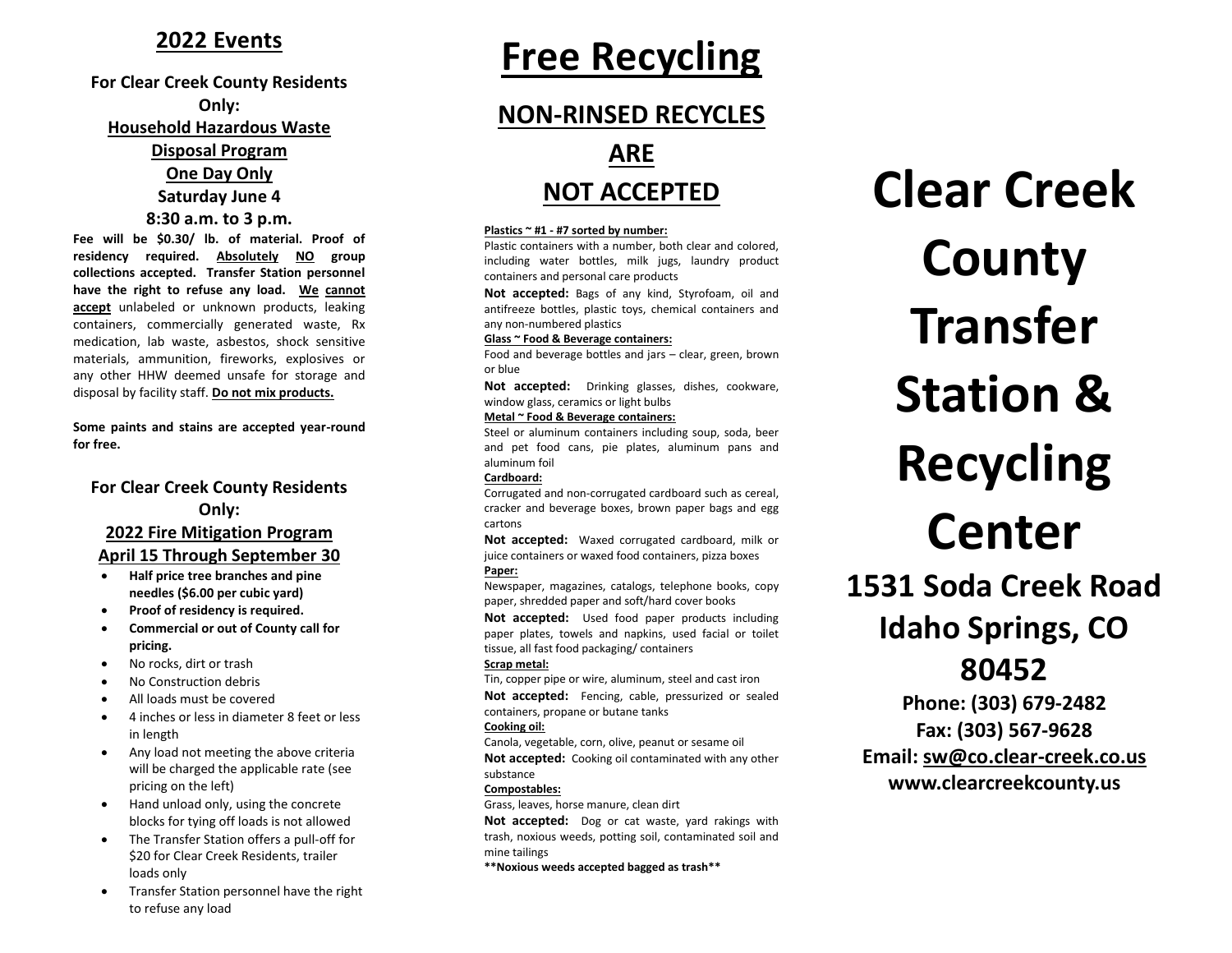## 2022 Events

**For Clear Creek County Residents Only:**

**Household Hazardous Waste Disposal Program**

**One Day Only**

**Saturday June 4**

**8:30 a.m. to 3 p.m.**

**Fee will be $0.30/ lb. of material. Proof of residency required. Absolutely NO group collections accepted. Transfer Station personnel have the right to refuse any load. We cannot accept** unlabeled or unknown products, leaking containers, commercially generated waste, Rx medication, lab waste, asbestos, shock sensitive materials, ammunition, fireworks, explosives or any other HHW deemed unsafe for storage and disposal by facility staff. **Do not mix products.**

**Some paints and stains are accepted year-round for free.**

**For Clear Creek County Residents Only:**

**2022 Fire Mitigation Program**

**April 15 Through September 30**

- **Half price tree branches and pine needles ($6.00 per cubic yard)**
- **Proof of residency is required.**
- **Commercial or out of County call for pricing.**
- No rocks, dirt or trash
- No Construction debris
- All loads must be covered
- 4 inches or less in diameter 8 feet or less in length
- Any load not meeting the above criteria will be charged the applicable rate (see pricing on the left)
- Hand unload only, using the concrete blocks for tying off loads is not allowed
- The Transfer Station offers a pull-off for $20 for Clear Creek Residents, trailer loads only
- Transfer Station personnel have the right to refuse any load

# Free Recycling

## NON-RINSED RECYCLES ARE NOT ACCEPTED

**Plastics ~ #1 - #7 sorted by number:**

Plastic containers with a number, both clear and colored, including water bottles, milk jugs, laundry product containers and personal care products

**Not accepted:** Bags of any kind, Styrofoam, oil and antifreeze bottles, plastic toys, chemical containers and any non-numbered plastics

**Glass ~ Food & Beverage containers:**

Food and beverage bottles and jars – clear, green, brown or blue

**Not accepted:** Drinking glasses, dishes, cookware, window glass, ceramics or light bulbs

**Metal ~ Food & Beverage containers:**

Steel or aluminum containers including soup, soda, beer and pet food cans, pie plates, aluminum pans and aluminum foil

**Cardboard:**

Corrugated and non-corrugated cardboard such as cereal, cracker and beverage boxes, brown paper bags and egg cartons

**Not accepted:** Waxed corrugated cardboard, milk or juice containers or waxed food containers, pizza boxes

**Paper:**

Newspaper, magazines, catalogs, telephone books, copy paper, shredded paper and soft/hard cover books

**Not accepted:** Used food paper products including paper plates, towels and napkins, used facial or toilet tissue, all fast food packaging/ containers

**Scrap metal:**

Tin, copper pipe or wire, aluminum, steel and cast iron

**Not accepted:** Fencing, cable, pressurized or sealed containers, propane or butane tanks

**Cooking oil:**

Canola, vegetable, corn, olive, peanut or sesame oil

**Not accepted:** Cooking oil contaminated with any other substance

**Compostables:**

Grass, leaves, horse manure, clean dirt

**Not accepted:** Dog or cat waste, yard rakings with trash, noxious weeds, potting soil, contaminated soil and mine tailings

**\*\*Noxious weeds accepted bagged as trash\*\***

# Clear Creek County Transfer Station & Recycling Center

## 1531 Soda Creek Road Idaho Springs, CO 80452

**Phone: (303) 679-2482**

**Fax: (303) 567-9628**

**Email: sw@co.clear-creek.co.us**

**www.clearcreekcounty.us**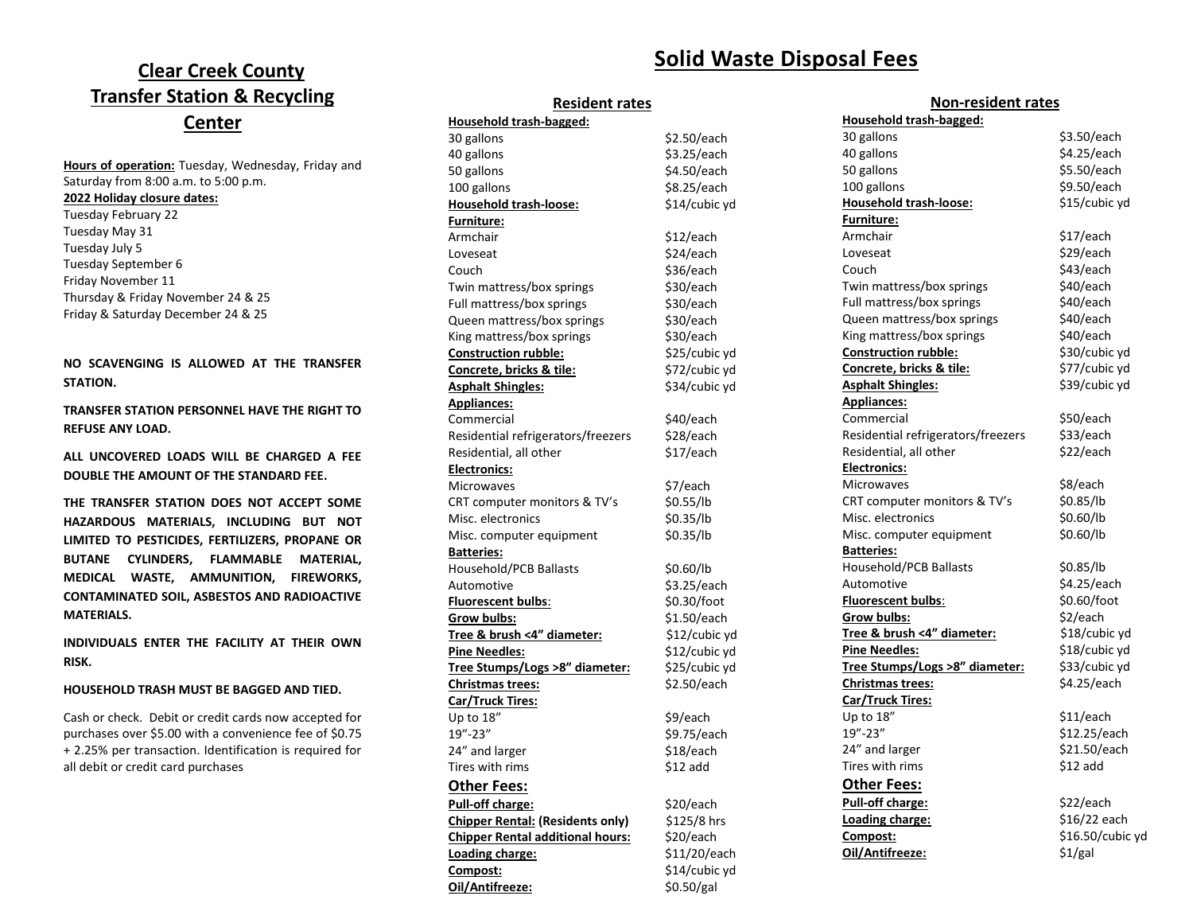## Clear Creek County Transfer Station & Recycling Center

**Hours of operation:** Tuesday, Wednesday, Friday and Saturday from 8:00 a.m. to 5:00 p.m.

**2022 Holiday closure dates:**

Tuesday February 22
Tuesday May 31
Tuesday July 5
Tuesday September 6
Friday November 11
Thursday & Friday November 24 & 25
Friday & Saturday December 24 & 25

**NO SCAVENGING IS ALLOWED AT THE TRANSFER STATION.**

**TRANSFER STATION PERSONNEL HAVE THE RIGHT TO REFUSE ANY LOAD.**

**ALL UNCOVERED LOADS WILL BE CHARGED A FEE DOUBLE THE AMOUNT OF THE STANDARD FEE.**

**THE TRANSFER STATION DOES NOT ACCEPT SOME HAZARDOUS MATERIALS, INCLUDING BUT NOT LIMITED TO PESTICIDES, FERTILIZERS, PROPANE OR BUTANE CYLINDERS, FLAMMABLE MATERIAL, MEDICAL WASTE, AMMUNITION, FIREWORKS, CONTAMINATED SOIL, ASBESTOS AND RADIOACTIVE MATERIALS.**

**INDIVIDUALS ENTER THE FACILITY AT THEIR OWN RISK.**

**HOUSEHOLD TRASH MUST BE BAGGED AND TIED.**

Cash or check. Debit or credit cards now accepted for purchases over $5.00 with a convenience fee of $0.75 + 2.25% per transaction. Identification is required for all debit or credit card purchases

# Solid Waste Disposal Fees

### Resident rates

| | |
|---|---|
| **Household trash-bagged:** | |
| 30 gallons | $2.50/each |
| 40 gallons | $3.25/each |
| 50 gallons | $4.50/each |
| 100 gallons | $8.25/each |
| **Household trash-loose:** | $14/cubic yd |
| **Furniture:** | |
| Armchair | $12/each |
| Loveseat | $24/each |
| Couch | $36/each |
| Twin mattress/box springs | $30/each |
| Full mattress/box springs | $30/each |
| Queen mattress/box springs | $30/each |
| King mattress/box springs | $30/each |
| **Construction rubble:** | $25/cubic yd |
| **Concrete, bricks & tile:** | $72/cubic yd |
| **Asphalt Shingles:** | $34/cubic yd |
| **Appliances:** | |
| Commercial | $40/each |
| Residential refrigerators/freezers | $28/each |
| Residential, all other | $17/each |
| **Electronics:** | |
| Microwaves | $7/each |
| CRT computer monitors & TV's | $0.55/lb |
| Misc. electronics | $0.35/lb |
| Misc. computer equipment | $0.35/lb |
| **Batteries:** | |
| Household/PCB Ballasts | $0.60/lb |
| Automotive | $3.25/each |
| **Fluorescent bulbs**: | $0.30/foot |
| **Grow bulbs:** | $1.50/each |
| **Tree & brush <4" diameter:** | $12/cubic yd |
| **Pine Needles:** | $12/cubic yd |
| **Tree Stumps/Logs >8" diameter:** | $25/cubic yd |
| **Christmas trees:** | $2.50/each |
| **Car/Truck Tires:** | |
| Up to 18" | $9/each |
| 19"-23" | $9.75/each |
| 24" and larger | $18/each |
| Tires with rims | $12 add |

**Other Fees:**

| | |
|---|---|
| **Pull-off charge:** | $20/each |
| **Chipper Rental: (Residents only)** | $125/8 hrs |
| **Chipper Rental additional hours:** | $20/each |
| **Loading charge:** | $11/20/each |
| **Compost:** | $14/cubic yd |
| **Oil/Antifreeze:** | $0.50/gal |

### Non-resident rates

| | |
|---|---|
| **Household trash-bagged:** | |
| 30 gallons | $3.50/each |
| 40 gallons | $4.25/each |
| 50 gallons | $5.50/each |
| 100 gallons | $9.50/each |
| **Household trash-loose:** | $15/cubic yd |
| **Furniture:** | |
| Armchair | $17/each |
| Loveseat | $29/each |
| Couch | $43/each |
| Twin mattress/box springs | $40/each |
| Full mattress/box springs | $40/each |
| Queen mattress/box springs | $40/each |
| King mattress/box springs | $40/each |
| **Construction rubble:** | $30/cubic yd |
| **Concrete, bricks & tile:** | $77/cubic yd |
| **Asphalt Shingles:** | $39/cubic yd |
| **Appliances:** | |
| Commercial | $50/each |
| Residential refrigerators/freezers | $33/each |
| Residential, all other | $22/each |
| **Electronics:** | |
| Microwaves | $8/each |
| CRT computer monitors & TV's | $0.85/lb |
| Misc. electronics | $0.60/lb |
| Misc. computer equipment | $0.60/lb |
| **Batteries:** | |
| Household/PCB Ballasts | $0.85/lb |
| Automotive | $4.25/each |
| **Fluorescent bulbs**: | $0.60/foot |
| **Grow bulbs:** | $2/each |
| **Tree & brush <4" diameter:** | $18/cubic yd |
| **Pine Needles:** | $18/cubic yd |
| **Tree Stumps/Logs >8" diameter:** | $33/cubic yd |
| **Christmas trees:** | $4.25/each |
| **Car/Truck Tires:** | |
| Up to 18" | $11/each |
| 19"-23" | $12.25/each |
| 24" and larger | $21.50/each |
| Tires with rims | $12 add |

**Other Fees:**

| | |
|---|---|
| **Pull-off charge:** | $22/each |
| **Loading charge:** | $16/22 each |
| **Compost:** | $16.50/cubic yd |
| **Oil/Antifreeze:** | $1/gal |